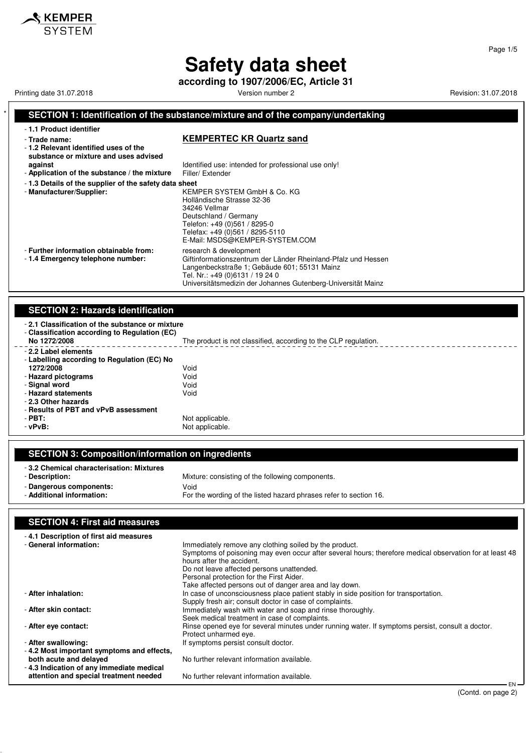KEMPER SYSTEM

# Safety data sheet

**according to 1907/2006/EC, Article 31**

Printing date 31.07.2018 Version number 2 Revision: 31.07.2018

## SECTION 1: Identification of the substance/mixture and of the company/undertaking

- **1.1 Product identifier**
- **Trade name:** **KEMPERTEC KR Quartz sand**
- **1.2 Relevant identified uses of the substance or mixture and uses advised against** Identified use: intended for professional use only!
- **Application of the substance / the mixture** Filler/ Extender
- **1.3 Details of the supplier of the safety data sheet**
- **Manufacturer/Supplier:**
  KEMPER SYSTEM GmbH & Co. KG
  Holländische Strasse 32-36
  34246 Vellmar
  Deutschland / Germany
  Telefon: +49 (0)561 / 8295-0
  Telefax: +49 (0)561 / 8295-5110
  E-Mail: MSDS@KEMPER-SYSTEM.COM
- **Further information obtainable from:** research & development
- **1.4 Emergency telephone number:**
  Giftinformationszentrum der Länder Rheinland-Pfalz und Hessen
  Langenbeckstraße 1; Gebäude 601; 55131 Mainz
  Tel. Nr.: +49 (0)6131 / 19 24 0
  Universitätsmedizin der Johannes Gutenberg-Universität Mainz

## SECTION 2: Hazards identification

- **2.1 Classification of the substance or mixture**
- **Classification according to Regulation (EC) No 1272/2008** The product is not classified, according to the CLP regulation.
- **2.2 Label elements**
- **Labelling according to Regulation (EC) No 1272/2008** Void
- **Hazard pictograms** Void
- **Signal word** Void
- **Hazard statements** Void
- **2.3 Other hazards**
- **Results of PBT and vPvB assessment**
- **PBT:** Not applicable.
- **vPvB:** Not applicable.

## SECTION 3: Composition/information on ingredients

- **3.2 Chemical characterisation: Mixtures**
- **Description:** Mixture: consisting of the following components.
- **Dangerous components:** Void
- **Additional information:** For the wording of the listed hazard phrases refer to section 16.

## SECTION 4: First aid measures

- **4.1 Description of first aid measures**
- **General information:**
  Immediately remove any clothing soiled by the product.
  Symptoms of poisoning may even occur after several hours; therefore medical observation for at least 48 hours after the accident.
  Do not leave affected persons unattended.
  Personal protection for the First Aider.
  Take affected persons out of danger area and lay down.
- **After inhalation:**
  In case of unconsciousness place patient stably in side position for transportation.
  Supply fresh air; consult doctor in case of complaints.
- **After skin contact:**
  Immediately wash with water and soap and rinse thoroughly.
  Seek medical treatment in case of complaints.
- **After eye contact:**
  Rinse opened eye for several minutes under running water. If symptoms persist, consult a doctor.
  Protect unharmed eye.
- **After swallowing:** If symptoms persist consult doctor.
- **4.2 Most important symptoms and effects, both acute and delayed** No further relevant information available.
- **4.3 Indication of any immediate medical attention and special treatment needed** No further relevant information available.

(Contd. on page 2)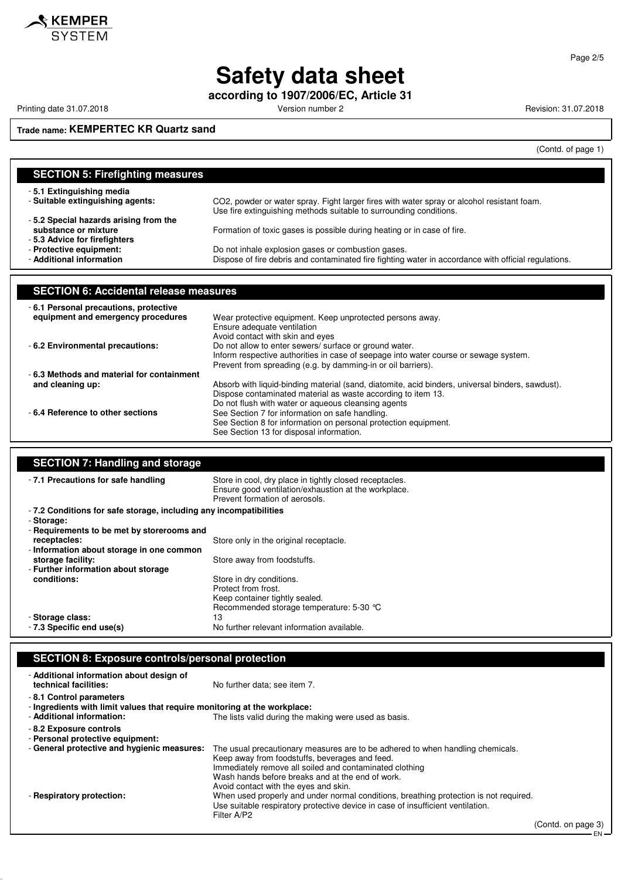# Safety data sheet

**according to 1907/2006/EC, Article 31**

Printing date 31.07.2018 Version number 2 Revision: 31.07.2018

**Trade name: KEMPERTEC KR Quartz sand**

(Contd. of page 1)

## SECTION 5: Firefighting measures

- **5.1 Extinguishing media**
- **Suitable extinguishing agents:** $CO_2$, powder or water spray. Fight larger fires with water spray or alcohol resistant foam. Use fire extinguishing methods suitable to surrounding conditions.
- **5.2 Special hazards arising from the substance or mixture** Formation of toxic gases is possible during heating or in case of fire.
- **5.3 Advice for firefighters**
- **Protective equipment:** Do not inhale explosion gases or combustion gases.
- **Additional information** Dispose of fire debris and contaminated fire fighting water in accordance with official regulations.

## SECTION 6: Accidental release measures

- **6.1 Personal precautions, protective equipment and emergency procedures** Wear protective equipment. Keep unprotected persons away.
  Ensure adequate ventilation
  Avoid contact with skin and eyes
- **6.2 Environmental precautions:** Do not allow to enter sewers/ surface or ground water.
  Inform respective authorities in case of seepage into water course or sewage system.
  Prevent from spreading (e.g. by damming-in or oil barriers).
- **6.3 Methods and material for containment and cleaning up:** Absorb with liquid-binding material (sand, diatomite, acid binders, universal binders, sawdust).
  Dispose contaminated material as waste according to item 13.
  Do not flush with water or aqueous cleansing agents
- **6.4 Reference to other sections** See Section 7 for information on safe handling.
  See Section 8 for information on personal protection equipment.
  See Section 13 for disposal information.

## SECTION 7: Handling and storage

- **7.1 Precautions for safe handling** Store in cool, dry place in tightly closed receptacles.
  Ensure good ventilation/exhaustion at the workplace.
  Prevent formation of aerosols.
- **7.2 Conditions for safe storage, including any incompatibilities**
- **Storage:**
- **Requirements to be met by storerooms and receptacles:** Store only in the original receptacle.
- **Information about storage in one common storage facility:** Store away from foodstuffs.
- **Further information about storage conditions:** Store in dry conditions.
  Protect from frost.
  Keep container tightly sealed.
  Recommended storage temperature: 5-30 °C
- **Storage class:** 13
- **7.3 Specific end use(s)** No further relevant information available.

## SECTION 8: Exposure controls/personal protection

- **Additional information about design of technical facilities:** No further data; see item 7.
- **8.1 Control parameters**
- **Ingredients with limit values that require monitoring at the workplace:**
- **Additional information:** The lists valid during the making were used as basis.
- **8.2 Exposure controls**
- **Personal protective equipment:**
- **General protective and hygienic measures:** The usual precautionary measures are to be adhered to when handling chemicals.
  Keep away from foodstuffs, beverages and feed.
  Immediately remove all soiled and contaminated clothing
  Wash hands before breaks and at the end of work.
  Avoid contact with the eyes and skin.
- **Respiratory protection:** When used properly and under normal conditions, breathing protection is not required.
  Use suitable respiratory protective device in case of insufficient ventilation.
  Filter A/P2

(Contd. on page 3)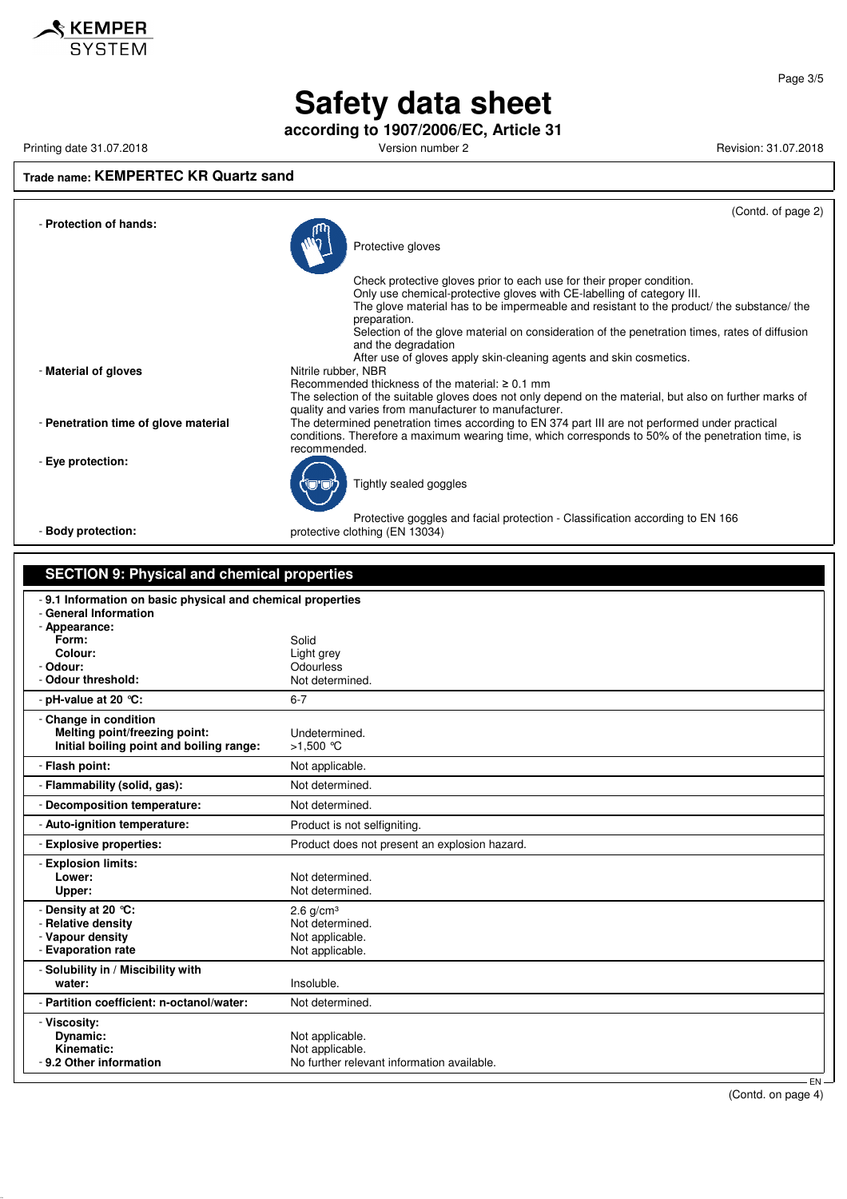Trade name: **KEMPERTEC KR Quartz sand**

(Contd. of page 2)

- **Protection of hands:**

  Protective gloves

  Check protective gloves prior to each use for their proper condition.
  Only use chemical-protective gloves with CE-labelling of category III.
  The glove material has to be impermeable and resistant to the product/ the substance/ the preparation.
  Selection of the glove material on consideration of the penetration times, rates of diffusion and the degradation
  After use of gloves apply skin-cleaning agents and skin cosmetics.

- **Material of gloves**

  Nitrile rubber, NBR
  Recommended thickness of the material: ≥ 0.1 mm
  The selection of the suitable gloves does not only depend on the material, but also on further marks of quality and varies from manufacturer to manufacturer.

- **Penetration time of glove material**

  The determined penetration times according to EN 374 part III are not performed under practical conditions. Therefore a maximum wearing time, which corresponds to 50% of the penetration time, is recommended.

- **Eye protection:**

  Tightly sealed goggles

  Protective goggles and facial protection - Classification according to EN 166

- **Body protection:** protective clothing (EN 13034)

## SECTION 9: Physical and chemical properties

| Property | Value |
|---|---|
| **- 9.1 Information on basic physical and chemical properties** | |
| **- General Information** | |
| **- Appearance:** | |
| **Form:** | Solid |
| **Colour:** | Light grey |
| **- Odour:** | Odourless |
| **- Odour threshold:** | Not determined. |
| **- pH-value at 20 °C:** | 6-7 |
| **- Change in condition** | |
| **Melting point/freezing point:** | Undetermined. |
| **Initial boiling point and boiling range:** | >1,500 °C |
| **- Flash point:** | Not applicable. |
| **- Flammability (solid, gas):** | Not determined. |
| **- Decomposition temperature:** | Not determined. |
| **- Auto-ignition temperature:** | Product is not selfigniting. |
| **- Explosive properties:** | Product does not present an explosion hazard. |
| **- Explosion limits:** | |
| **Lower:** | Not determined. |
| **Upper:** | Not determined. |
| **- Density at 20 °C:** | 2.6 g/cm³ |
| **- Relative density** | Not determined. |
| **- Vapour density** | Not applicable. |
| **- Evaporation rate** | Not applicable. |
| **- Solubility in / Miscibility with water:** | Insoluble. |
| **- Partition coefficient: n-octanol/water:** | Not determined. |
| **- Viscosity:** | |
| **Dynamic:** | Not applicable. |
| **Kinematic:** | Not applicable. |
| **- 9.2 Other information** | No further relevant information available. |

(Contd. on page 4)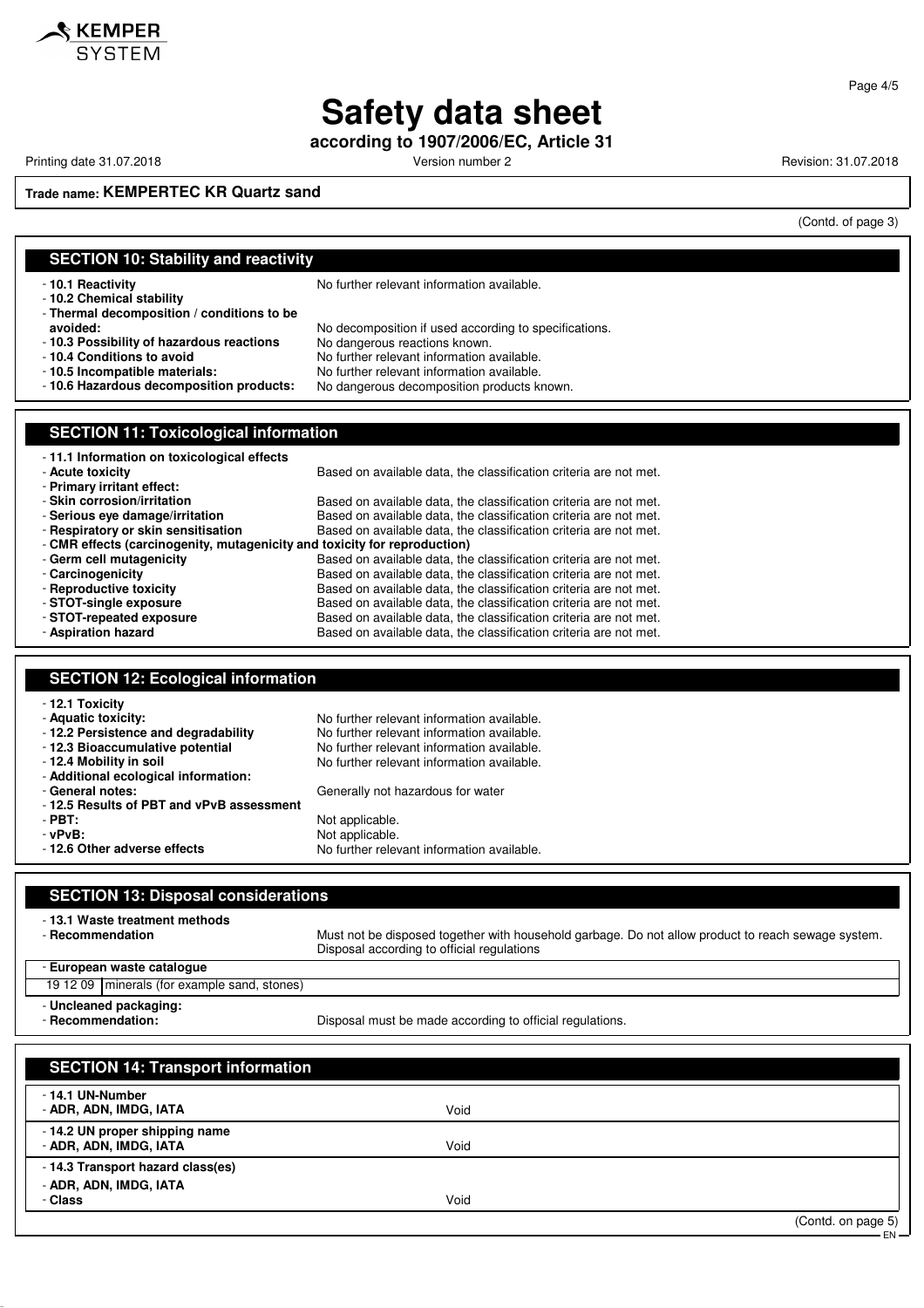**Trade name: KEMPERTEC KR Quartz sand**

(Contd. of page 3)

## SECTION 10: Stability and reactivity

- **10.1 Reactivity** No further relevant information available.
- **10.2 Chemical stability**
- **Thermal decomposition / conditions to be avoided:** No decomposition if used according to specifications.
- **10.3 Possibility of hazardous reactions** No dangerous reactions known.
- **10.4 Conditions to avoid** No further relevant information available.
- **10.5 Incompatible materials:** No further relevant information available.
- **10.6 Hazardous decomposition products:** No dangerous decomposition products known.

## SECTION 11: Toxicological information

- **11.1 Information on toxicological effects**
- **Acute toxicity** Based on available data, the classification criteria are not met.
- **Primary irritant effect:**
- **Skin corrosion/irritation** Based on available data, the classification criteria are not met.
- **Serious eye damage/irritation** Based on available data, the classification criteria are not met.
- **Respiratory or skin sensitisation** Based on available data, the classification criteria are not met.
- **CMR effects (carcinogenity, mutagenicity and toxicity for reproduction)**
- **Germ cell mutagenicity** Based on available data, the classification criteria are not met.
- **Carcinogenicity** Based on available data, the classification criteria are not met.
- **Reproductive toxicity** Based on available data, the classification criteria are not met.
- **STOT-single exposure** Based on available data, the classification criteria are not met.
- **STOT-repeated exposure** Based on available data, the classification criteria are not met.
- **Aspiration hazard** Based on available data, the classification criteria are not met.

## SECTION 12: Ecological information

- **12.1 Toxicity**
- **Aquatic toxicity:** No further relevant information available.
- **12.2 Persistence and degradability** No further relevant information available.
- **12.3 Bioaccumulative potential** No further relevant information available.
- **12.4 Mobility in soil** No further relevant information available.
- **Additional ecological information:**
- **General notes:** Generally not hazardous for water
- **12.5 Results of PBT and vPvB assessment**
- **PBT:** Not applicable.
- **vPvB:** Not applicable.
- **12.6 Other adverse effects** No further relevant information available.

## SECTION 13: Disposal considerations

- **13.1 Waste treatment methods**
- **Recommendation** Must not be disposed together with household garbage. Do not allow product to reach sewage system. Disposal according to official regulations

| - European waste catalogue | |
|---|---|
| 19 12 09 | minerals (for example sand, stones) |

- **Uncleaned packaging:**
- **Recommendation:** Disposal must be made according to official regulations.

## SECTION 14: Transport information

| | |
|---|---|
| **- 14.1 UN-Number**<br>**- ADR, ADN, IMDG, IATA** | Void |
| **- 14.2 UN proper shipping name**<br>**- ADR, ADN, IMDG, IATA** | Void |
| **- 14.3 Transport hazard class(es)**<br>**- ADR, ADN, IMDG, IATA**<br>**- Class** | Void |

(Contd. on page 5)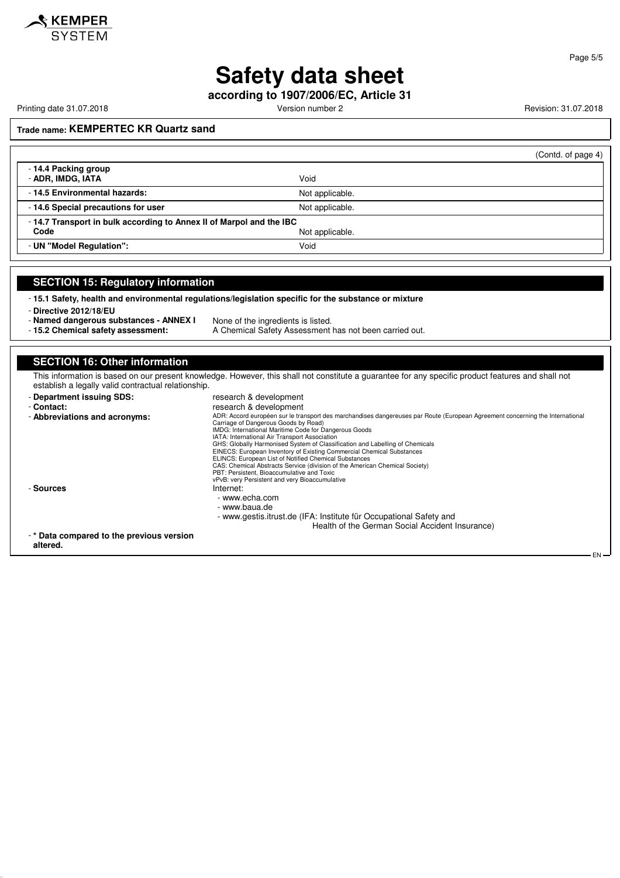**Trade name: KEMPERTEC KR Quartz sand**

(Contd. of page 4)

| | |
|---|---|
| - **14.4 Packing group** - **ADR, IMDG, IATA** | Void |
| - **14.5 Environmental hazards:** | Not applicable. |
| - **14.6 Special precautions for user** | Not applicable. |
| - **14.7 Transport in bulk according to Annex II of Marpol and the IBC Code** | Not applicable. |
| - **UN "Model Regulation":** | Void |

## SECTION 15: Regulatory information

- **15.1 Safety, health and environmental regulations/legislation specific for the substance or mixture**
- **Directive 2012/18/EU**
- **Named dangerous substances - ANNEX I** None of the ingredients is listed.
- **15.2 Chemical safety assessment:** A Chemical Safety Assessment has not been carried out.

## SECTION 16: Other information

This information is based on our present knowledge. However, this shall not constitute a guarantee for any specific product features and shall not establish a legally valid contractual relationship.

- **Department issuing SDS:** research & development
- **Contact:** research & development
- **Abbreviations and acronyms:**
  ADR: Accord européen sur le transport des marchandises dangereuses par Route (European Agreement concerning the International Carriage of Dangerous Goods by Road)
  IMDG: International Maritime Code for Dangerous Goods
  IATA: International Air Transport Association
  GHS: Globally Harmonised System of Classification and Labelling of Chemicals
  EINECS: European Inventory of Existing Commercial Chemical Substances
  ELINCS: European List of Notified Chemical Substances
  CAS: Chemical Abstracts Service (division of the American Chemical Society)
  PBT: Persistent, Bioaccumulative and Toxic
  vPvB: very Persistent and very Bioaccumulative
- **Sources**
  Internet:
  - www.echa.com
  - www.baua.de
  - www.gestis.itrust.de (IFA: Institute für Occupational Safety and Health of the German Social Accident Insurance)
- **\* Data compared to the previous version altered.**